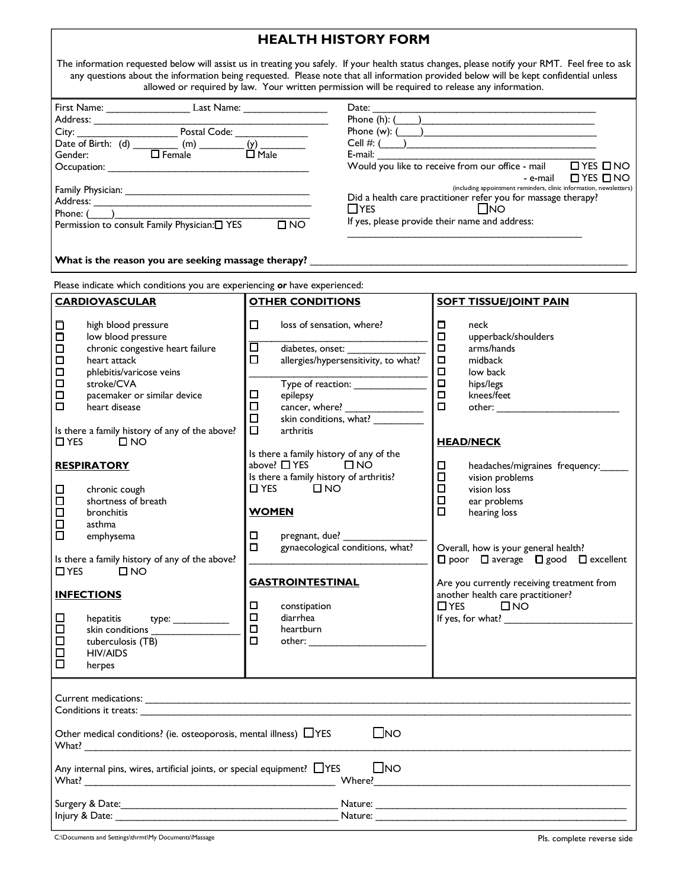# HEALTH HISTORY FORM

The information requested below will assist us in treating you safely. If your health status changes, please notify your RMT. Feel free to ask any questions about the information being requested. Please note that all information provided below will be kept confidential unless allowed or required by law. Your written permission will be required to release any information.

First Name: _______________ Last Name: _______________
Address: _______________________________________________
City: _________________ Postal Code: _____________
Date of Birth: (d) ________ (m) ________ (y) ________
Gender: ☐ Female ☐ Male
Occupation: _____________________________________

Family Physician: __________________________________
Address: _________________________________________
Phone: (____)_____________________________________
Permission to consult Family Physician: ☐ YES ☐ NO

Date: _________________________________________
Phone (h): (____)________________________________
Phone (w): (____)________________________________
Cell #: (____)____________________________________
E-mail: _________________________________________
Would you like to receive from our office - mail ☐ YES ☐ NO
- e-mail ☐ YES ☐ NO
(including appointment reminders, clinic information, newsletters)

Did a health care practitioner refer you for massage therapy?
☐ YES ☐ NO
If yes, please provide their name and address:
_____________________________________________

**What is the reason you are seeking massage therapy?** _____________________________________________

Please indicate which conditions you are experiencing *or* have experienced:

## CARDIOVASCULAR

- ☐ high blood pressure
- ☐ low blood pressure
- ☐ chronic congestive heart failure
- ☐ heart attack
- ☐ phlebitis/varicose veins
- ☐ stroke/CVA
- ☐ pacemaker or similar device
- ☐ heart disease

Is there a family history of any of the above?
☐ YES ☐ NO

## RESPIRATORY

- ☐ chronic cough
- ☐ shortness of breath
- ☐ bronchitis
- ☐ asthma
- ☐ emphysema

Is there a family history of any of the above?
☐ YES ☐ NO

## INFECTIONS

- ☐ hepatitis type: __________
- ☐ skin conditions ________________
- ☐ tuberculosis (TB)
- ☐ HIV/AIDS
- ☐ herpes

## OTHER CONDITIONS

- ☐ loss of sensation, where? ____________________________
- ☐ diabetes, onset: _______________
- ☐ allergies/hypersensitivity, to what? ____________________________
  Type of reaction: _____________
- ☐ epilepsy
- ☐ cancer, where? _______________
- ☐ skin conditions, what? _________
- ☐ arthritis

Is there a family history of any of the above? ☐ YES ☐ NO
Is there a family history of arthritis?
☐ YES ☐ NO

## WOMEN

- ☐ pregnant, due? _______________
- ☐ gynaecological conditions, what? ____________________________

## GASTROINTESTINAL

- ☐ constipation
- ☐ diarrhea
- ☐ heartburn
- ☐ other: ______________________

## SOFT TISSUE/JOINT PAIN

- ☐ neck
- ☐ upperback/shoulders
- ☐ arms/hands
- ☐ midback
- ☐ low back
- ☐ hips/legs
- ☐ knees/feet
- ☐ other: ______________________

## HEAD/NECK

- ☐ headaches/migraines frequency:_____
- ☐ vision problems
- ☐ vision loss
- ☐ ear problems
- ☐ hearing loss

Overall, how is your general health?
☐ poor ☐ average ☐ good ☐ excellent

Are you currently receiving treatment from another health care practitioner?
☐ YES ☐ NO
If yes, for what? ________________________

Current medications: _____________________________________________
Conditions it treats: _____________________________________________

Other medical conditions? (ie. osteoporosis, mental illness) ☐ YES ☐ NO
What? _____________________________________________

Any internal pins, wires, artificial joints, or special equipment? ☐ YES ☐ NO
What? ______________________________ Where? ______________________________

Surgery & Date: ______________________________ Nature: ______________________________
Injury & Date: ______________________________ Nature: ______________________________

C:\Documents and Settings\thrmt\My Documents\Massage

Pls. complete reverse side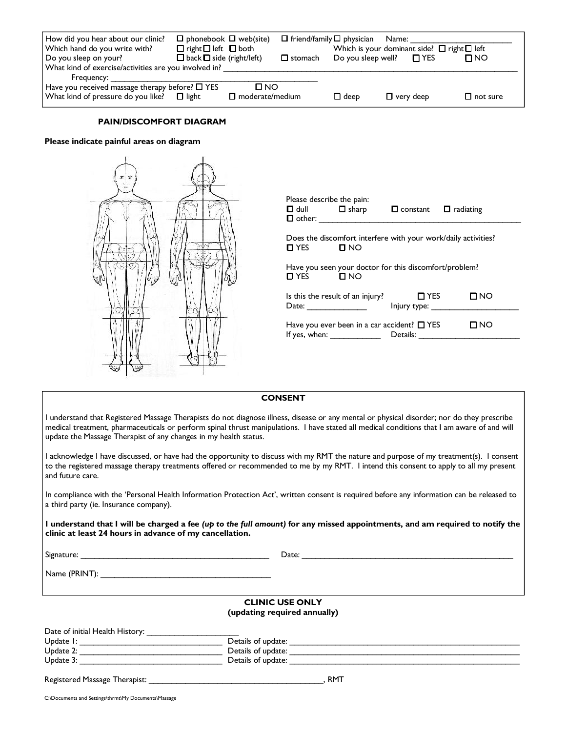How did you hear about our clinic? ☐ phonebook ☐ web(site) ☐ friend/family ☐ physician Name: ______________________
Which hand do you write with? ☐ right ☐ left ☐ both Which is your dominant side? ☐ right ☐ left
Do you sleep on your? ☐ back ☐ side (right/left) ☐ stomach Do you sleep well? ☐ YES ☐ NO
What kind of exercise/activities are you involved in? ______________________________________________
Frequency: ______________________________________________
Have you received massage therapy before? ☐ YES ☐ NO
What kind of pressure do you like? ☐ light ☐ moderate/medium ☐ deep ☐ very deep ☐ not sure

**PAIN/DISCOMFORT DIAGRAM**

**Please indicate painful areas on diagram**

Please describe the pain:
☐ dull ☐ sharp ☐ constant ☐ radiating
☐ other: ______________________________________________

Does the discomfort interfere with your work/daily activities?
☐ YES ☐ NO

Have you seen your doctor for this discomfort/problem?
☐ YES ☐ NO

Is this the result of an injury? ☐ YES ☐ NO
Date: _____________ Injury type: ____________________

Have you ever been in a car accident? ☐ YES ☐ NO
If yes, when: ___________ Details: ________________________

**CONSENT**

I understand that Registered Massage Therapists do not diagnose illness, disease or any mental or physical disorder; nor do they prescribe medical treatment, pharmaceuticals or perform spinal thrust manipulations. I have stated all medical conditions that I am aware of and will update the Massage Therapist of any changes in my health status.

I acknowledge I have discussed, or have had the opportunity to discuss with my RMT the nature and purpose of my treatment(s). I consent to the registered massage therapy treatments offered or recommended to me by my RMT. I intend this consent to apply to all my present and future care.

In compliance with the 'Personal Health Information Protection Act', written consent is required before any information can be released to a third party (ie. Insurance company).

**I understand that I will be charged a fee *(up to the full amount)* for any missed appointments, and am required to notify the clinic at least 24 hours in advance of my cancellation.**

Signature: ____________________________________ Date: ____________________________________________

Name (PRINT): ____________________________________

**CLINIC USE ONLY**
**(updating required annually)**

Date of initial Health History: ____________________
Update 1: ______________________________ Details of update: ______________________________________________
Update 2: ______________________________ Details of update: ______________________________________________
Update 3: ______________________________ Details of update: ______________________________________________

Registered Massage Therapist: ____________________________________, RMT

C:\Documents and Settings\thrmt\My Documents\Massage